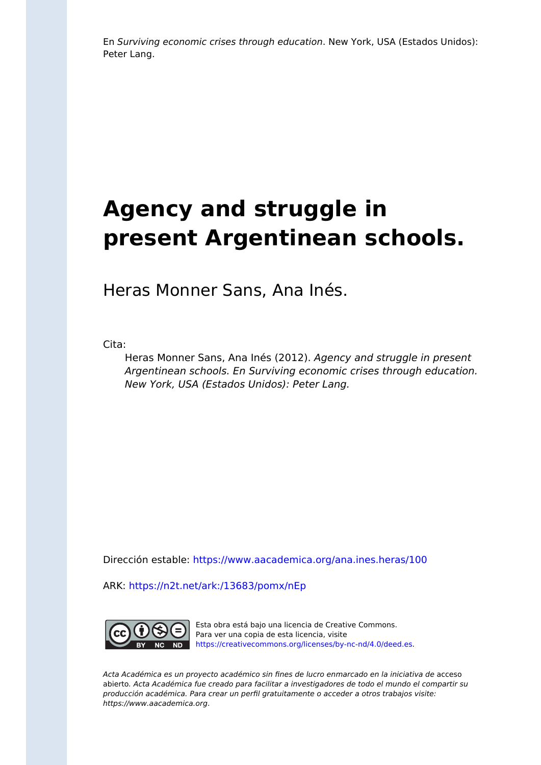En *Surviving economic crises through education*. New York, USA (Estados Unidos): Peter Lang.

# Agency and struggle in present Argentinean schools.

Heras Monner Sans, Ana Inés.

Cita:

*Heras Monner Sans, Ana Inés (2012). Agency and struggle in present Argentinean schools. En Surviving economic crises through education. New York, USA (Estados Unidos): Peter Lang.*

Dirección estable: https://www.aacademica.org/ana.ines.heras/100

ARK: https://n2t.net/ark:/13683/pomx/nEp

Esta obra está bajo una licencia de Creative Commons. Para ver una copia de esta licencia, visite https://creativecommons.org/licenses/by-nc-nd/4.0/deed.es.

*Acta Académica es un proyecto académico sin fines de lucro enmarcado en la iniciativa de* acceso abierto. *Acta Académica fue creado para facilitar a investigadores de todo el mundo el compartir su producción académica. Para crear un perfil gratuitamente o acceder a otros trabajos visite: https://www.aacademica.org.*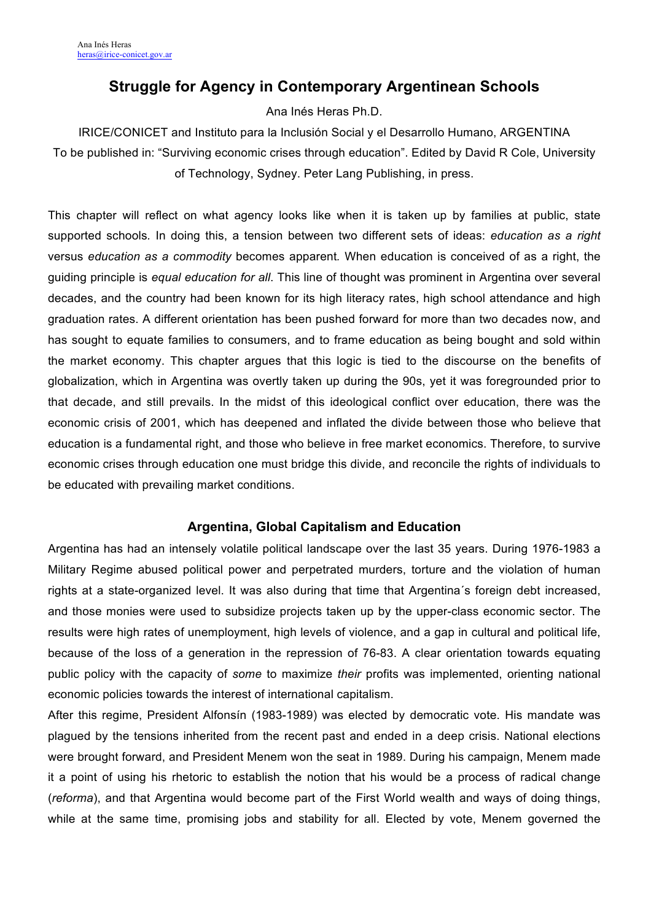Ana Inés Heras
heras@irice-conicet.gov.ar

# Struggle for Agency in Contemporary Argentinean Schools

Ana Inés Heras Ph.D.

IRICE/CONICET and Instituto para la Inclusión Social y el Desarrollo Humano, ARGENTINA

To be published in: "Surviving economic crises through education". Edited by David R Cole, University of Technology, Sydney. Peter Lang Publishing, in press.

This chapter will reflect on what agency looks like when it is taken up by families at public, state supported schools. In doing this, a tension between two different sets of ideas: *education as a right* versus *education as a commodity* becomes apparent. When education is conceived of as a right, the guiding principle is *equal education for all*. This line of thought was prominent in Argentina over several decades, and the country had been known for its high literacy rates, high school attendance and high graduation rates. A different orientation has been pushed forward for more than two decades now, and has sought to equate families to consumers, and to frame education as being bought and sold within the market economy. This chapter argues that this logic is tied to the discourse on the benefits of globalization, which in Argentina was overtly taken up during the 90s, yet it was foregrounded prior to that decade, and still prevails. In the midst of this ideological conflict over education, there was the economic crisis of 2001, which has deepened and inflated the divide between those who believe that education is a fundamental right, and those who believe in free market economics. Therefore, to survive economic crises through education one must bridge this divide, and reconcile the rights of individuals to be educated with prevailing market conditions.

## Argentina, Global Capitalism and Education

Argentina has had an intensely volatile political landscape over the last 35 years. During 1976-1983 a Military Regime abused political power and perpetrated murders, torture and the violation of human rights at a state-organized level. It was also during that time that Argentina´s foreign debt increased, and those monies were used to subsidize projects taken up by the upper-class economic sector. The results were high rates of unemployment, high levels of violence, and a gap in cultural and political life, because of the loss of a generation in the repression of 76-83. A clear orientation towards equating public policy with the capacity of *some* to maximize *their* profits was implemented, orienting national economic policies towards the interest of international capitalism.

After this regime, President Alfonsín (1983-1989) was elected by democratic vote. His mandate was plagued by the tensions inherited from the recent past and ended in a deep crisis. National elections were brought forward, and President Menem won the seat in 1989. During his campaign, Menem made it a point of using his rhetoric to establish the notion that his would be a process of radical change (*reforma*), and that Argentina would become part of the First World wealth and ways of doing things, while at the same time, promising jobs and stability for all. Elected by vote, Menem governed the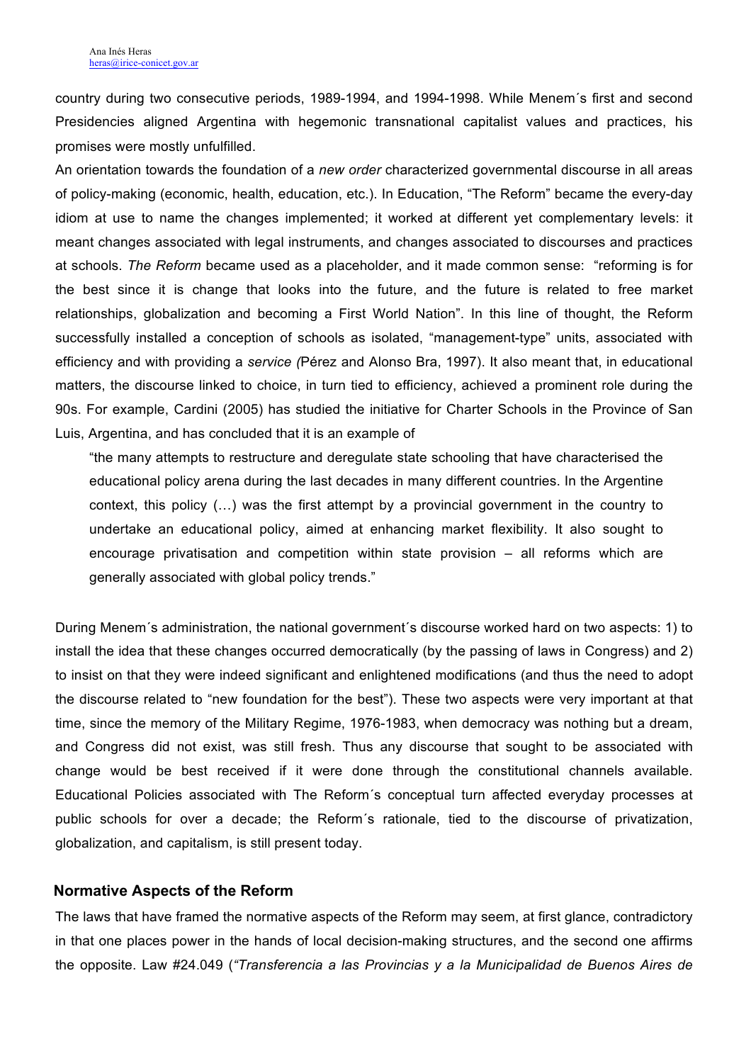country during two consecutive periods, 1989-1994, and 1994-1998. While Menem´s first and second Presidencies aligned Argentina with hegemonic transnational capitalist values and practices, his promises were mostly unfulfilled.

An orientation towards the foundation of a *new order* characterized governmental discourse in all areas of policy-making (economic, health, education, etc.). In Education, "The Reform" became the every-day idiom at use to name the changes implemented; it worked at different yet complementary levels: it meant changes associated with legal instruments, and changes associated to discourses and practices at schools. *The Reform* became used as a placeholder, and it made common sense: "reforming is for the best since it is change that looks into the future, and the future is related to free market relationships, globalization and becoming a First World Nation". In this line of thought, the Reform successfully installed a conception of schools as isolated, "management-type" units, associated with efficiency and with providing a *service (*Pérez and Alonso Bra, 1997). It also meant that, in educational matters, the discourse linked to choice, in turn tied to efficiency, achieved a prominent role during the 90s. For example, Cardini (2005) has studied the initiative for Charter Schools in the Province of San Luis, Argentina, and has concluded that it is an example of

> "the many attempts to restructure and deregulate state schooling that have characterised the educational policy arena during the last decades in many different countries. In the Argentine context, this policy (…) was the first attempt by a provincial government in the country to undertake an educational policy, aimed at enhancing market flexibility. It also sought to encourage privatisation and competition within state provision – all reforms which are generally associated with global policy trends."

During Menem´s administration, the national government´s discourse worked hard on two aspects: 1) to install the idea that these changes occurred democratically (by the passing of laws in Congress) and 2) to insist on that they were indeed significant and enlightened modifications (and thus the need to adopt the discourse related to "new foundation for the best"). These two aspects were very important at that time, since the memory of the Military Regime, 1976-1983, when democracy was nothing but a dream, and Congress did not exist, was still fresh. Thus any discourse that sought to be associated with change would be best received if it were done through the constitutional channels available. Educational Policies associated with The Reform´s conceptual turn affected everyday processes at public schools for over a decade; the Reform´s rationale, tied to the discourse of privatization, globalization, and capitalism, is still present today.

## Normative Aspects of the Reform

The laws that have framed the normative aspects of the Reform may seem, at first glance, contradictory in that one places power in the hands of local decision-making structures, and the second one affirms the opposite. Law #24.049 (*"Transferencia a las Provincias y a la Municipalidad de Buenos Aires de*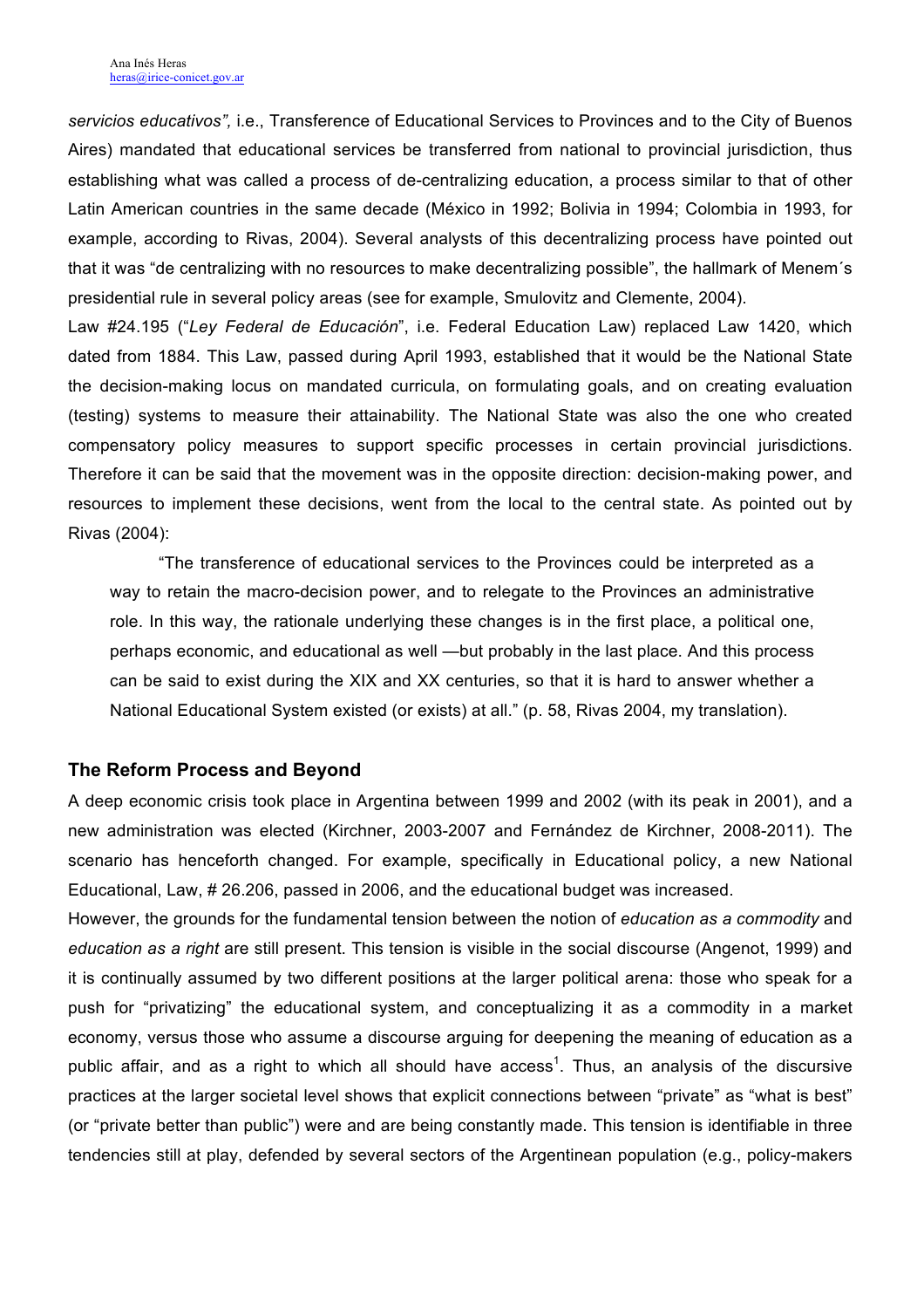*servicios educativos",* i.e., Transference of Educational Services to Provinces and to the City of Buenos Aires) mandated that educational services be transferred from national to provincial jurisdiction, thus establishing what was called a process of de-centralizing education, a process similar to that of other Latin American countries in the same decade (México in 1992; Bolivia in 1994; Colombia in 1993, for example, according to Rivas, 2004). Several analysts of this decentralizing process have pointed out that it was "de centralizing with no resources to make decentralizing possible", the hallmark of Menem´s presidential rule in several policy areas (see for example, Smulovitz and Clemente, 2004).

Law #24.195 ("*Ley Federal de Educación*", i.e. Federal Education Law) replaced Law 1420, which dated from 1884. This Law, passed during April 1993, established that it would be the National State the decision-making locus on mandated curricula, on formulating goals, and on creating evaluation (testing) systems to measure their attainability. The National State was also the one who created compensatory policy measures to support specific processes in certain provincial jurisdictions. Therefore it can be said that the movement was in the opposite direction: decision-making power, and resources to implement these decisions, went from the local to the central state. As pointed out by Rivas (2004):

> "The transference of educational services to the Provinces could be interpreted as a way to retain the macro-decision power, and to relegate to the Provinces an administrative role. In this way, the rationale underlying these changes is in the first place, a political one, perhaps economic, and educational as well —but probably in the last place. And this process can be said to exist during the XIX and XX centuries, so that it is hard to answer whether a National Educational System existed (or exists) at all." (p. 58, Rivas 2004, my translation).

## The Reform Process and Beyond

A deep economic crisis took place in Argentina between 1999 and 2002 (with its peak in 2001), and a new administration was elected (Kirchner, 2003-2007 and Fernández de Kirchner, 2008-2011). The scenario has henceforth changed. For example, specifically in Educational policy, a new National Educational, Law, # 26.206, passed in 2006, and the educational budget was increased.

However, the grounds for the fundamental tension between the notion of *education as a commodity* and *education as a right* are still present. This tension is visible in the social discourse (Angenot, 1999) and it is continually assumed by two different positions at the larger political arena: those who speak for a push for "privatizing" the educational system, and conceptualizing it as a commodity in a market economy, versus those who assume a discourse arguing for deepening the meaning of education as a public affair, and as a right to which all should have access[1]. Thus, an analysis of the discursive practices at the larger societal level shows that explicit connections between "private" as "what is best" (or "private better than public") were and are being constantly made. This tension is identifiable in three tendencies still at play, defended by several sectors of the Argentinean population (e.g., policy-makers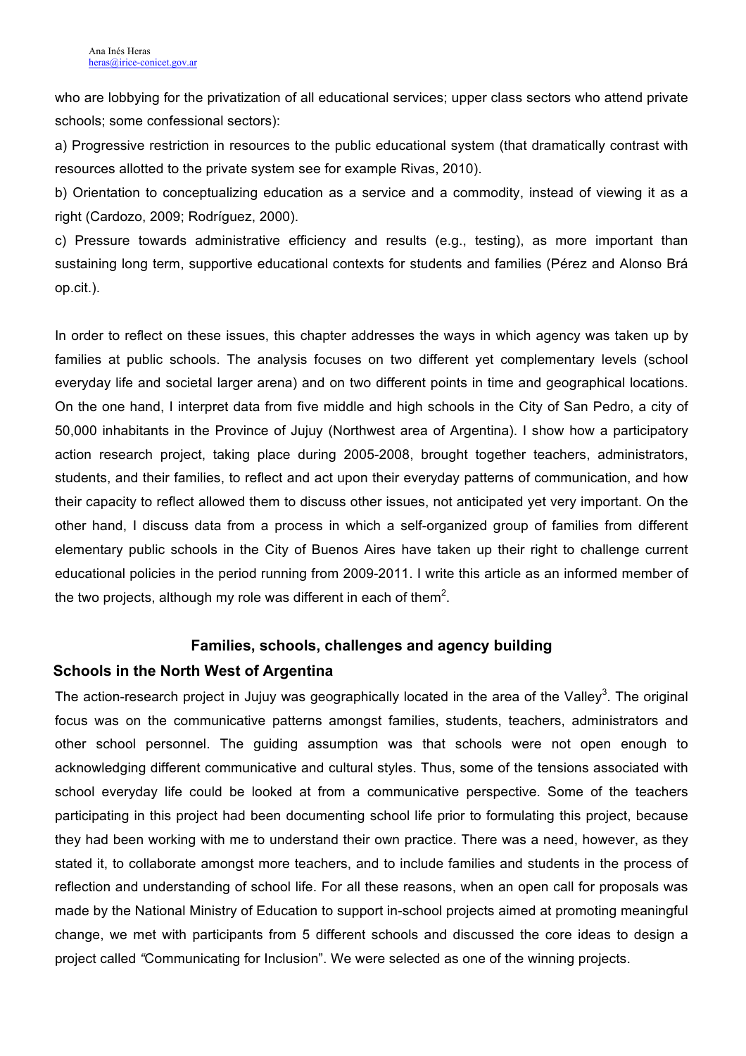who are lobbying for the privatization of all educational services; upper class sectors who attend private schools; some confessional sectors):

a) Progressive restriction in resources to the public educational system (that dramatically contrast with resources allotted to the private system see for example Rivas, 2010).

b) Orientation to conceptualizing education as a service and a commodity, instead of viewing it as a right (Cardozo, 2009; Rodríguez, 2000).

c) Pressure towards administrative efficiency and results (e.g., testing), as more important than sustaining long term, supportive educational contexts for students and families (Pérez and Alonso Brá op.cit.).

In order to reflect on these issues, this chapter addresses the ways in which agency was taken up by families at public schools. The analysis focuses on two different yet complementary levels (school everyday life and societal larger arena) and on two different points in time and geographical locations. On the one hand, I interpret data from five middle and high schools in the City of San Pedro, a city of 50,000 inhabitants in the Province of Jujuy (Northwest area of Argentina). I show how a participatory action research project, taking place during 2005-2008, brought together teachers, administrators, students, and their families, to reflect and act upon their everyday patterns of communication, and how their capacity to reflect allowed them to discuss other issues, not anticipated yet very important. On the other hand, I discuss data from a process in which a self-organized group of families from different elementary public schools in the City of Buenos Aires have taken up their right to challenge current educational policies in the period running from 2009-2011. I write this article as an informed member of the two projects, although my role was different in each of them[2].

## Families, schools, challenges and agency building

### Schools in the North West of Argentina

The action-research project in Jujuy was geographically located in the area of the Valley[3]. The original focus was on the communicative patterns amongst families, students, teachers, administrators and other school personnel. The guiding assumption was that schools were not open enough to acknowledging different communicative and cultural styles. Thus, some of the tensions associated with school everyday life could be looked at from a communicative perspective. Some of the teachers participating in this project had been documenting school life prior to formulating this project, because they had been working with me to understand their own practice. There was a need, however, as they stated it, to collaborate amongst more teachers, and to include families and students in the process of reflection and understanding of school life. For all these reasons, when an open call for proposals was made by the National Ministry of Education to support in-school projects aimed at promoting meaningful change, we met with participants from 5 different schools and discussed the core ideas to design a project called "Communicating for Inclusion". We were selected as one of the winning projects.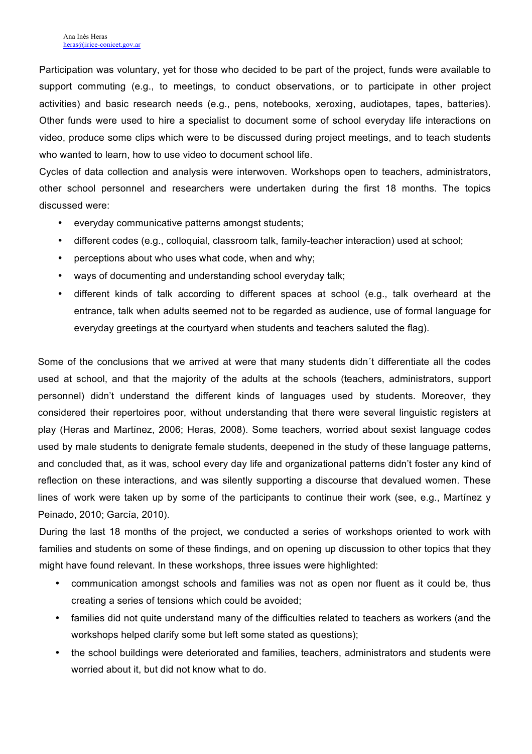Participation was voluntary, yet for those who decided to be part of the project, funds were available to support commuting (e.g., to meetings, to conduct observations, or to participate in other project activities) and basic research needs (e.g., pens, notebooks, xeroxing, audiotapes, tapes, batteries). Other funds were used to hire a specialist to document some of school everyday life interactions on video, produce some clips which were to be discussed during project meetings, and to teach students who wanted to learn, how to use video to document school life.

Cycles of data collection and analysis were interwoven. Workshops open to teachers, administrators, other school personnel and researchers were undertaken during the first 18 months. The topics discussed were:

- everyday communicative patterns amongst students;
- different codes (e.g., colloquial, classroom talk, family-teacher interaction) used at school;
- perceptions about who uses what code, when and why;
- ways of documenting and understanding school everyday talk;
- different kinds of talk according to different spaces at school (e.g., talk overheard at the entrance, talk when adults seemed not to be regarded as audience, use of formal language for everyday greetings at the courtyard when students and teachers saluted the flag).

Some of the conclusions that we arrived at were that many students didn´t differentiate all the codes used at school, and that the majority of the adults at the schools (teachers, administrators, support personnel) didn't understand the different kinds of languages used by students. Moreover, they considered their repertoires poor, without understanding that there were several linguistic registers at play (Heras and Martínez, 2006; Heras, 2008). Some teachers, worried about sexist language codes used by male students to denigrate female students, deepened in the study of these language patterns, and concluded that, as it was, school every day life and organizational patterns didn't foster any kind of reflection on these interactions, and was silently supporting a discourse that devalued women. These lines of work were taken up by some of the participants to continue their work (see, e.g., Martínez y Peinado, 2010; García, 2010).

During the last 18 months of the project, we conducted a series of workshops oriented to work with families and students on some of these findings, and on opening up discussion to other topics that they might have found relevant. In these workshops, three issues were highlighted:

- communication amongst schools and families was not as open nor fluent as it could be, thus creating a series of tensions which could be avoided;
- families did not quite understand many of the difficulties related to teachers as workers (and the workshops helped clarify some but left some stated as questions);
- the school buildings were deteriorated and families, teachers, administrators and students were worried about it, but did not know what to do.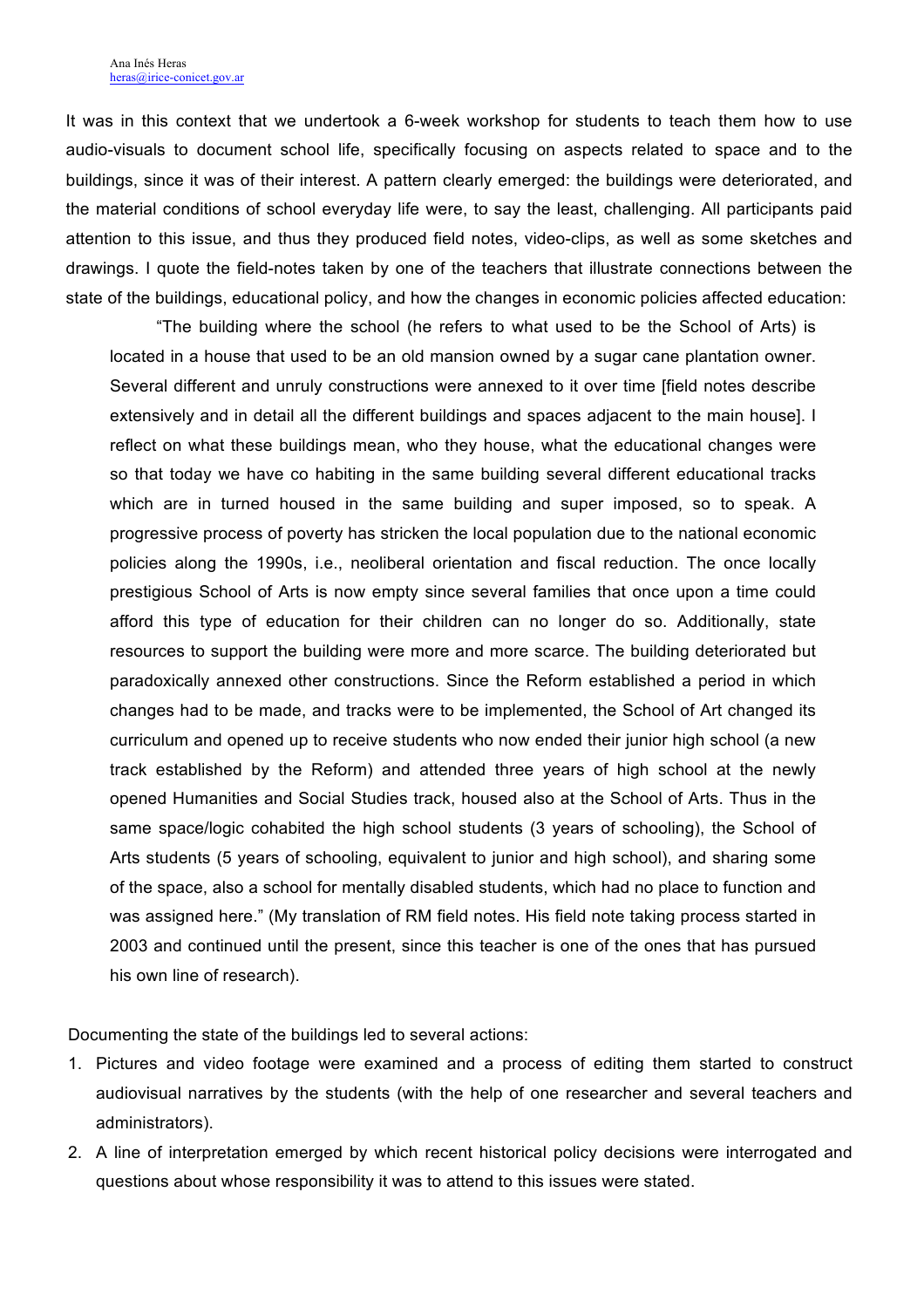It was in this context that we undertook a 6-week workshop for students to teach them how to use audio-visuals to document school life, specifically focusing on aspects related to space and to the buildings, since it was of their interest. A pattern clearly emerged: the buildings were deteriorated, and the material conditions of school everyday life were, to say the least, challenging. All participants paid attention to this issue, and thus they produced field notes, video-clips, as well as some sketches and drawings. I quote the field-notes taken by one of the teachers that illustrate connections between the state of the buildings, educational policy, and how the changes in economic policies affected education:

> "The building where the school (he refers to what used to be the School of Arts) is located in a house that used to be an old mansion owned by a sugar cane plantation owner. Several different and unruly constructions were annexed to it over time [field notes describe extensively and in detail all the different buildings and spaces adjacent to the main house]. I reflect on what these buildings mean, who they house, what the educational changes were so that today we have co habiting in the same building several different educational tracks which are in turned housed in the same building and super imposed, so to speak. A progressive process of poverty has stricken the local population due to the national economic policies along the 1990s, i.e., neoliberal orientation and fiscal reduction. The once locally prestigious School of Arts is now empty since several families that once upon a time could afford this type of education for their children can no longer do so. Additionally, state resources to support the building were more and more scarce. The building deteriorated but paradoxically annexed other constructions. Since the Reform established a period in which changes had to be made, and tracks were to be implemented, the School of Art changed its curriculum and opened up to receive students who now ended their junior high school (a new track established by the Reform) and attended three years of high school at the newly opened Humanities and Social Studies track, housed also at the School of Arts. Thus in the same space/logic cohabited the high school students (3 years of schooling), the School of Arts students (5 years of schooling, equivalent to junior and high school), and sharing some of the space, also a school for mentally disabled students, which had no place to function and was assigned here." (My translation of RM field notes. His field note taking process started in 2003 and continued until the present, since this teacher is one of the ones that has pursued his own line of research).

Documenting the state of the buildings led to several actions:

1. Pictures and video footage were examined and a process of editing them started to construct audiovisual narratives by the students (with the help of one researcher and several teachers and administrators).
2. A line of interpretation emerged by which recent historical policy decisions were interrogated and questions about whose responsibility it was to attend to this issues were stated.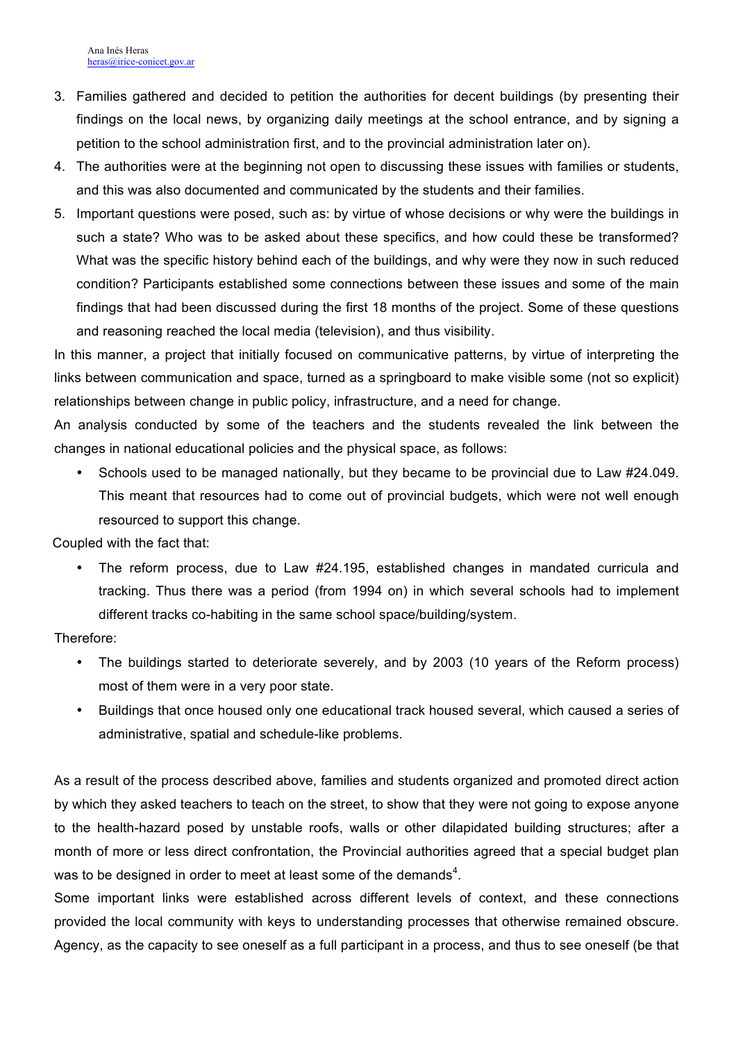3. Families gathered and decided to petition the authorities for decent buildings (by presenting their findings on the local news, by organizing daily meetings at the school entrance, and by signing a petition to the school administration first, and to the provincial administration later on).
4. The authorities were at the beginning not open to discussing these issues with families or students, and this was also documented and communicated by the students and their families.
5. Important questions were posed, such as: by virtue of whose decisions or why were the buildings in such a state? Who was to be asked about these specifics, and how could these be transformed? What was the specific history behind each of the buildings, and why were they now in such reduced condition? Participants established some connections between these issues and some of the main findings that had been discussed during the first 18 months of the project. Some of these questions and reasoning reached the local media (television), and thus visibility.

In this manner, a project that initially focused on communicative patterns, by virtue of interpreting the links between communication and space, turned as a springboard to make visible some (not so explicit) relationships between change in public policy, infrastructure, and a need for change.

An analysis conducted by some of the teachers and the students revealed the link between the changes in national educational policies and the physical space, as follows:

- Schools used to be managed nationally, but they became to be provincial due to Law #24.049. This meant that resources had to come out of provincial budgets, which were not well enough resourced to support this change.

Coupled with the fact that:

- The reform process, due to Law #24.195, established changes in mandated curricula and tracking. Thus there was a period (from 1994 on) in which several schools had to implement different tracks co-habiting in the same school space/building/system.

Therefore:

- The buildings started to deteriorate severely, and by 2003 (10 years of the Reform process) most of them were in a very poor state.
- Buildings that once housed only one educational track housed several, which caused a series of administrative, spatial and schedule-like problems.

As a result of the process described above, families and students organized and promoted direct action by which they asked teachers to teach on the street, to show that they were not going to expose anyone to the health-hazard posed by unstable roofs, walls or other dilapidated building structures; after a month of more or less direct confrontation, the Provincial authorities agreed that a special budget plan was to be designed in order to meet at least some of the demands[4].

Some important links were established across different levels of context, and these connections provided the local community with keys to understanding processes that otherwise remained obscure. Agency, as the capacity to see oneself as a full participant in a process, and thus to see oneself (be that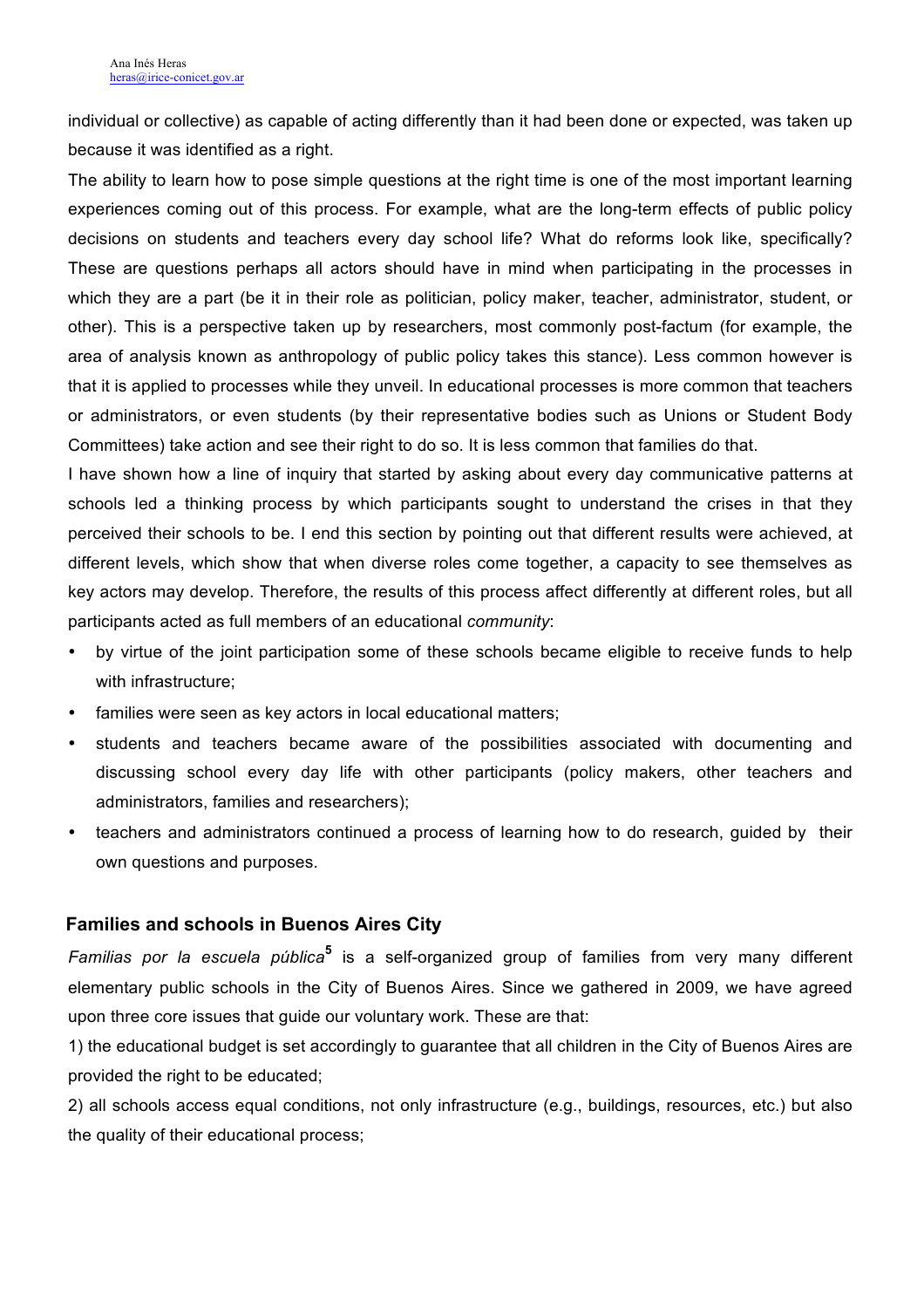individual or collective) as capable of acting differently than it had been done or expected, was taken up because it was identified as a right.

The ability to learn how to pose simple questions at the right time is one of the most important learning experiences coming out of this process. For example, what are the long-term effects of public policy decisions on students and teachers every day school life? What do reforms look like, specifically? These are questions perhaps all actors should have in mind when participating in the processes in which they are a part (be it in their role as politician, policy maker, teacher, administrator, student, or other). This is a perspective taken up by researchers, most commonly post-factum (for example, the area of analysis known as anthropology of public policy takes this stance). Less common however is that it is applied to processes while they unveil. In educational processes is more common that teachers or administrators, or even students (by their representative bodies such as Unions or Student Body Committees) take action and see their right to do so. It is less common that families do that.

I have shown how a line of inquiry that started by asking about every day communicative patterns at schools led a thinking process by which participants sought to understand the crises in that they perceived their schools to be. I end this section by pointing out that different results were achieved, at different levels, which show that when diverse roles come together, a capacity to see themselves as key actors may develop. Therefore, the results of this process affect differently at different roles, but all participants acted as full members of an educational *community*:

- by virtue of the joint participation some of these schools became eligible to receive funds to help with infrastructure;
- families were seen as key actors in local educational matters;
- students and teachers became aware of the possibilities associated with documenting and discussing school every day life with other participants (policy makers, other teachers and administrators, families and researchers);
- teachers and administrators continued a process of learning how to do research, guided by their own questions and purposes.

## Families and schools in Buenos Aires City

*Familias por la escuela pública*[5] is a self-organized group of families from very many different elementary public schools in the City of Buenos Aires. Since we gathered in 2009, we have agreed upon three core issues that guide our voluntary work. These are that:

1) the educational budget is set accordingly to guarantee that all children in the City of Buenos Aires are provided the right to be educated;

2) all schools access equal conditions, not only infrastructure (e.g., buildings, resources, etc.) but also the quality of their educational process;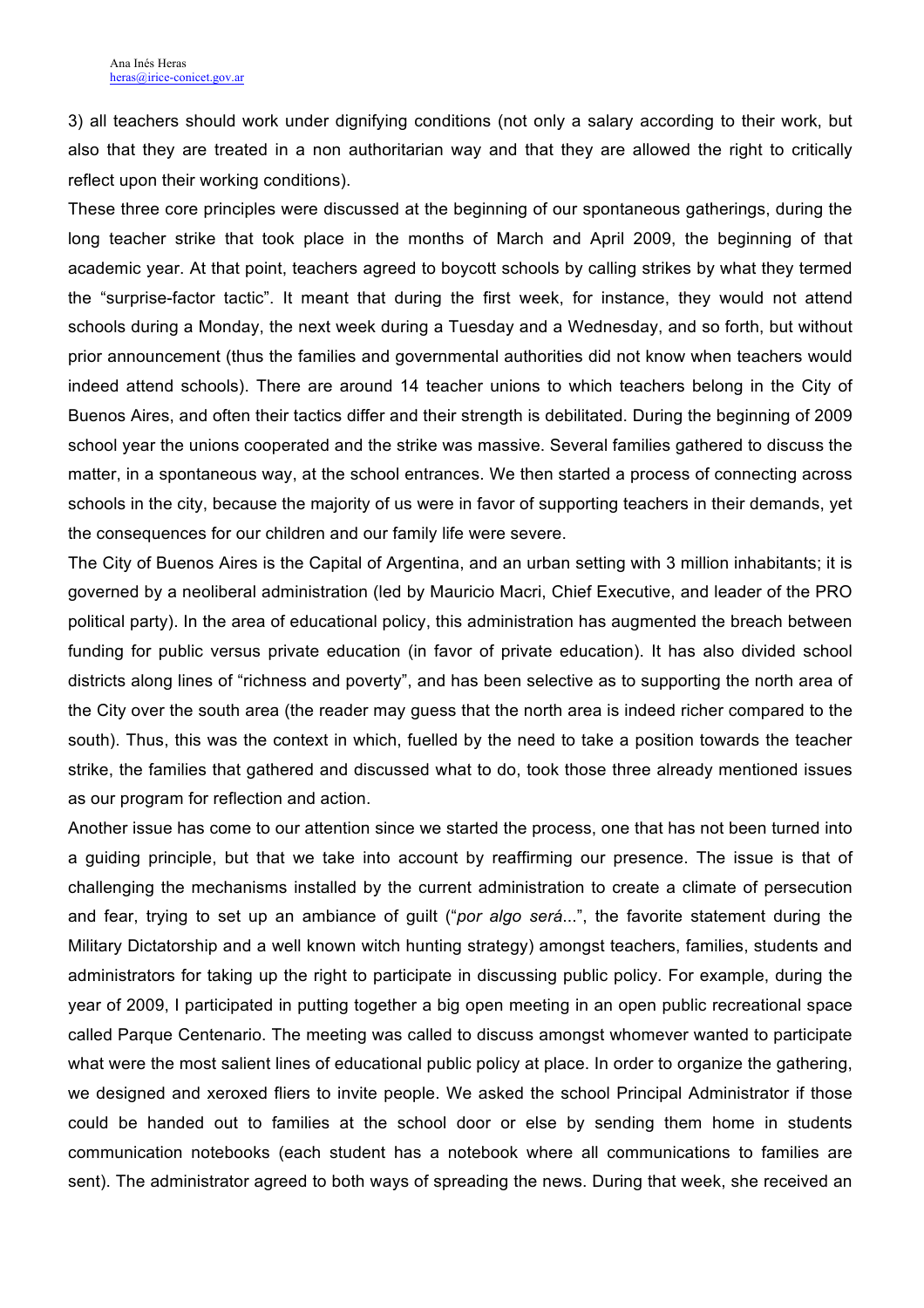3) all teachers should work under dignifying conditions (not only a salary according to their work, but also that they are treated in a non authoritarian way and that they are allowed the right to critically reflect upon their working conditions).

These three core principles were discussed at the beginning of our spontaneous gatherings, during the long teacher strike that took place in the months of March and April 2009, the beginning of that academic year. At that point, teachers agreed to boycott schools by calling strikes by what they termed the "surprise-factor tactic". It meant that during the first week, for instance, they would not attend schools during a Monday, the next week during a Tuesday and a Wednesday, and so forth, but without prior announcement (thus the families and governmental authorities did not know when teachers would indeed attend schools). There are around 14 teacher unions to which teachers belong in the City of Buenos Aires, and often their tactics differ and their strength is debilitated. During the beginning of 2009 school year the unions cooperated and the strike was massive. Several families gathered to discuss the matter, in a spontaneous way, at the school entrances. We then started a process of connecting across schools in the city, because the majority of us were in favor of supporting teachers in their demands, yet the consequences for our children and our family life were severe.

The City of Buenos Aires is the Capital of Argentina, and an urban setting with 3 million inhabitants; it is governed by a neoliberal administration (led by Mauricio Macri, Chief Executive, and leader of the PRO political party). In the area of educational policy, this administration has augmented the breach between funding for public versus private education (in favor of private education). It has also divided school districts along lines of "richness and poverty", and has been selective as to supporting the north area of the City over the south area (the reader may guess that the north area is indeed richer compared to the south). Thus, this was the context in which, fuelled by the need to take a position towards the teacher strike, the families that gathered and discussed what to do, took those three already mentioned issues as our program for reflection and action.

Another issue has come to our attention since we started the process, one that has not been turned into a guiding principle, but that we take into account by reaffirming our presence. The issue is that of challenging the mechanisms installed by the current administration to create a climate of persecution and fear, trying to set up an ambiance of guilt ("*por algo será*...", the favorite statement during the Military Dictatorship and a well known witch hunting strategy) amongst teachers, families, students and administrators for taking up the right to participate in discussing public policy. For example, during the year of 2009, I participated in putting together a big open meeting in an open public recreational space called Parque Centenario. The meeting was called to discuss amongst whomever wanted to participate what were the most salient lines of educational public policy at place. In order to organize the gathering, we designed and xeroxed fliers to invite people. We asked the school Principal Administrator if those could be handed out to families at the school door or else by sending them home in students communication notebooks (each student has a notebook where all communications to families are sent). The administrator agreed to both ways of spreading the news. During that week, she received an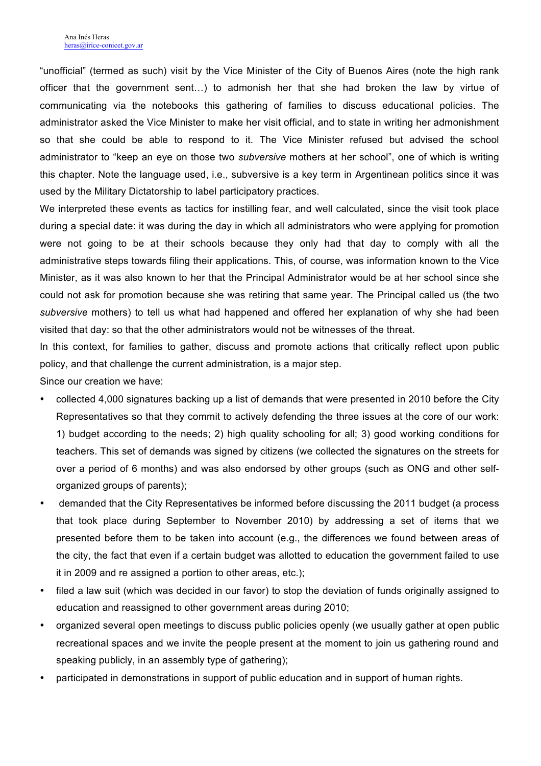“unofficial” (termed as such) visit by the Vice Minister of the City of Buenos Aires (note the high rank officer that the government sent…) to admonish her that she had broken the law by virtue of communicating via the notebooks this gathering of families to discuss educational policies. The administrator asked the Vice Minister to make her visit official, and to state in writing her admonishment so that she could be able to respond to it. The Vice Minister refused but advised the school administrator to “keep an eye on those two *subversive* mothers at her school”, one of which is writing this chapter. Note the language used, i.e., subversive is a key term in Argentinean politics since it was used by the Military Dictatorship to label participatory practices.

We interpreted these events as tactics for instilling fear, and well calculated, since the visit took place during a special date: it was during the day in which all administrators who were applying for promotion were not going to be at their schools because they only had that day to comply with all the administrative steps towards filing their applications. This, of course, was information known to the Vice Minister, as it was also known to her that the Principal Administrator would be at her school since she could not ask for promotion because she was retiring that same year. The Principal called us (the two *subversive* mothers) to tell us what had happened and offered her explanation of why she had been visited that day: so that the other administrators would not be witnesses of the threat.

In this context, for families to gather, discuss and promote actions that critically reflect upon public policy, and that challenge the current administration, is a major step.

Since our creation we have:

- collected 4,000 signatures backing up a list of demands that were presented in 2010 before the City Representatives so that they commit to actively defending the three issues at the core of our work: 1) budget according to the needs; 2) high quality schooling for all; 3) good working conditions for teachers. This set of demands was signed by citizens (we collected the signatures on the streets for over a period of 6 months) and was also endorsed by other groups (such as ONG and other self-organized groups of parents);
- demanded that the City Representatives be informed before discussing the 2011 budget (a process that took place during September to November 2010) by addressing a set of items that we presented before them to be taken into account (e.g., the differences we found between areas of the city, the fact that even if a certain budget was allotted to education the government failed to use it in 2009 and re assigned a portion to other areas, etc.);
- filed a law suit (which was decided in our favor) to stop the deviation of funds originally assigned to education and reassigned to other government areas during 2010;
- organized several open meetings to discuss public policies openly (we usually gather at open public recreational spaces and we invite the people present at the moment to join us gathering round and speaking publicly, in an assembly type of gathering);
- participated in demonstrations in support of public education and in support of human rights.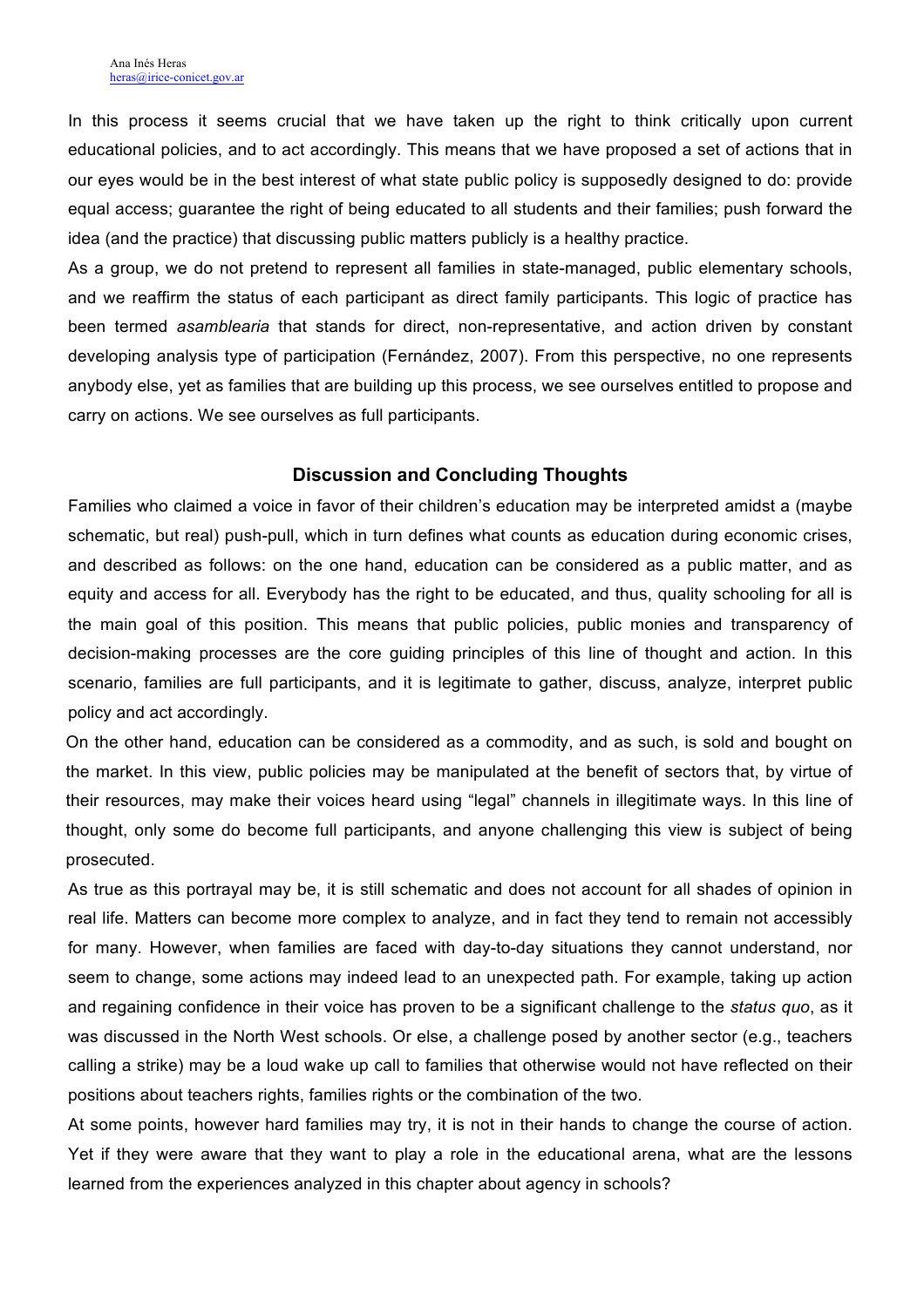In this process it seems crucial that we have taken up the right to think critically upon current educational policies, and to act accordingly. This means that we have proposed a set of actions that in our eyes would be in the best interest of what state public policy is supposedly designed to do: provide equal access; guarantee the right of being educated to all students and their families; push forward the idea (and the practice) that discussing public matters publicly is a healthy practice.

As a group, we do not pretend to represent all families in state-managed, public elementary schools, and we reaffirm the status of each participant as direct family participants. This logic of practice has been termed *asamblearia* that stands for direct, non-representative, and action driven by constant developing analysis type of participation (Fernández, 2007). From this perspective, no one represents anybody else, yet as families that are building up this process, we see ourselves entitled to propose and carry on actions. We see ourselves as full participants.

## Discussion and Concluding Thoughts

Families who claimed a voice in favor of their children's education may be interpreted amidst a (maybe schematic, but real) push-pull, which in turn defines what counts as education during economic crises, and described as follows: on the one hand, education can be considered as a public matter, and as equity and access for all. Everybody has the right to be educated, and thus, quality schooling for all is the main goal of this position. This means that public policies, public monies and transparency of decision-making processes are the core guiding principles of this line of thought and action. In this scenario, families are full participants, and it is legitimate to gather, discuss, analyze, interpret public policy and act accordingly.

On the other hand, education can be considered as a commodity, and as such, is sold and bought on the market. In this view, public policies may be manipulated at the benefit of sectors that, by virtue of their resources, may make their voices heard using "legal" channels in illegitimate ways. In this line of thought, only some do become full participants, and anyone challenging this view is subject of being prosecuted.

As true as this portrayal may be, it is still schematic and does not account for all shades of opinion in real life. Matters can become more complex to analyze, and in fact they tend to remain not accessibly for many. However, when families are faced with day-to-day situations they cannot understand, nor seem to change, some actions may indeed lead to an unexpected path. For example, taking up action and regaining confidence in their voice has proven to be a significant challenge to the *status quo*, as it was discussed in the North West schools. Or else, a challenge posed by another sector (e.g., teachers calling a strike) may be a loud wake up call to families that otherwise would not have reflected on their positions about teachers rights, families rights or the combination of the two.

At some points, however hard families may try, it is not in their hands to change the course of action. Yet if they were aware that they want to play a role in the educational arena, what are the lessons learned from the experiences analyzed in this chapter about agency in schools?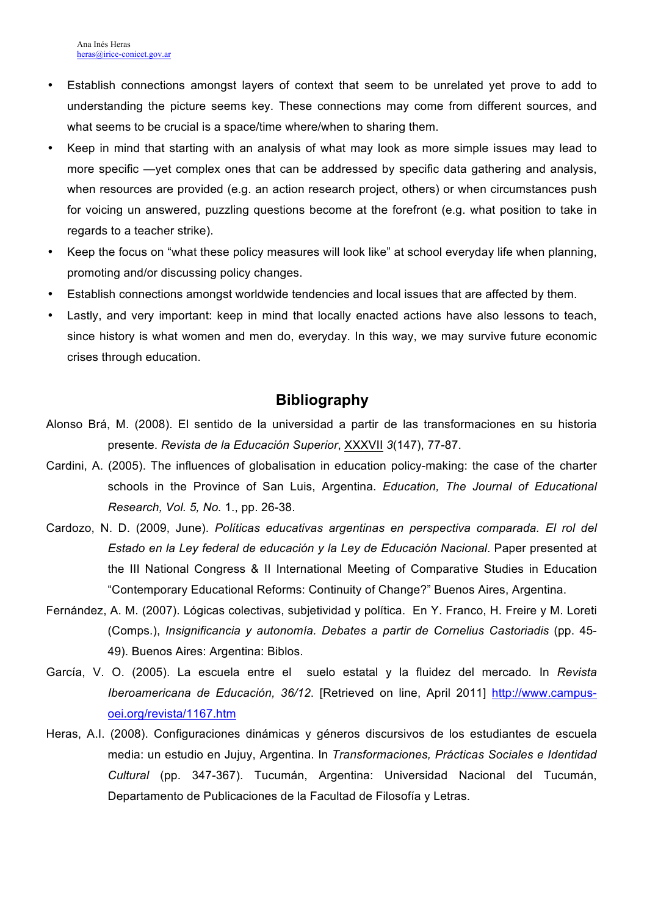- Establish connections amongst layers of context that seem to be unrelated yet prove to add to understanding the picture seems key. These connections may come from different sources, and what seems to be crucial is a space/time where/when to sharing them.
- Keep in mind that starting with an analysis of what may look as more simple issues may lead to more specific —yet complex ones that can be addressed by specific data gathering and analysis, when resources are provided (e.g. an action research project, others) or when circumstances push for voicing un answered, puzzling questions become at the forefront (e.g. what position to take in regards to a teacher strike).
- Keep the focus on "what these policy measures will look like" at school everyday life when planning, promoting and/or discussing policy changes.
- Establish connections amongst worldwide tendencies and local issues that are affected by them.
- Lastly, and very important: keep in mind that locally enacted actions have also lessons to teach, since history is what women and men do, everyday. In this way, we may survive future economic crises through education.

## Bibliography

Alonso Brá, M. (2008). El sentido de la universidad a partir de las transformaciones en su historia presente. *Revista de la Educación Superior*, XXXVII *3*(147), 77-87.

Cardini, A. (2005). The influences of globalisation in education policy-making: the case of the charter schools in the Province of San Luis, Argentina. *Education, The Journal of Educational Research, Vol. 5, No.* 1., pp. 26-38.

Cardozo, N. D. (2009, June). *Políticas educativas argentinas en perspectiva comparada. El rol del Estado en la Ley federal de educación y la Ley de Educación Nacional*. Paper presented at the III National Congress & II International Meeting of Comparative Studies in Education "Contemporary Educational Reforms: Continuity of Change?" Buenos Aires, Argentina.

Fernández, A. M. (2007). Lógicas colectivas, subjetividad y política. En Y. Franco, H. Freire y M. Loreti (Comps.), *Insignificancia y autonomía. Debates a partir de Cornelius Castoriadis* (pp. 45-49). Buenos Aires: Argentina: Biblos.

García, V. O. (2005). La escuela entre el suelo estatal y la fluidez del mercado. In *Revista Iberoamericana de Educación, 36/12*. [Retrieved on line, April 2011] http://www.campus-oei.org/revista/1167.htm

Heras, A.I. (2008). Configuraciones dinámicas y géneros discursivos de los estudiantes de escuela media: un estudio en Jujuy, Argentina. In *Transformaciones, Prácticas Sociales e Identidad Cultural* (pp. 347-367). Tucumán, Argentina: Universidad Nacional del Tucumán, Departamento de Publicaciones de la Facultad de Filosofía y Letras.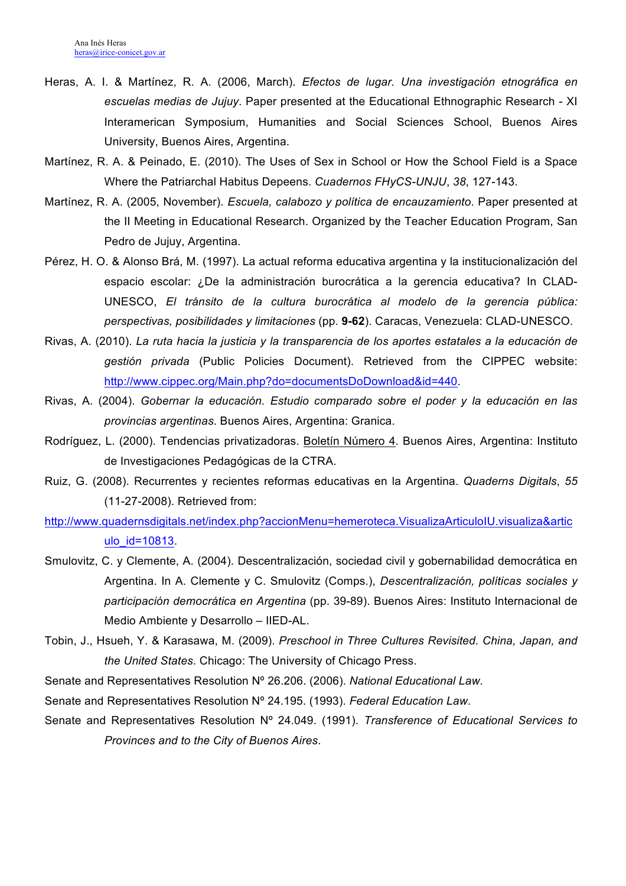Heras, A. I. & Martínez, R. A. (2006, March). *Efectos de lugar. Una investigación etnográfica en escuelas medias de Jujuy*. Paper presented at the Educational Ethnographic Research - XI Interamerican Symposium, Humanities and Social Sciences School, Buenos Aires University, Buenos Aires, Argentina.

Martínez, R. A. & Peinado, E. (2010). The Uses of Sex in School or How the School Field is a Space Where the Patriarchal Habitus Depeens. *Cuadernos FHyCS-UNJU*, *38*, 127-143.

Martínez, R. A. (2005, November). *Escuela, calabozo y política de encauzamiento*. Paper presented at the II Meeting in Educational Research. Organized by the Teacher Education Program, San Pedro de Jujuy, Argentina.

Pérez, H. O. & Alonso Brá, M. (1997). La actual reforma educativa argentina y la institucionalización del espacio escolar: ¿De la administración burocrática a la gerencia educativa? In CLAD-UNESCO, *El tránsito de la cultura burocrática al modelo de la gerencia pública: perspectivas, posibilidades y limitaciones* (pp. **9-62**). Caracas, Venezuela: CLAD-UNESCO.

Rivas, A. (2010). *La ruta hacia la justicia y la transparencia de los aportes estatales a la educación de gestión privada* (Public Policies Document). Retrieved from the CIPPEC website: http://www.cippec.org/Main.php?do=documentsDoDownload&id=440.

Rivas, A. (2004). *Gobernar la educación. Estudio comparado sobre el poder y la educación en las provincias argentinas*. Buenos Aires, Argentina: Granica.

Rodríguez, L. (2000). Tendencias privatizadoras. Boletín Número 4. Buenos Aires, Argentina: Instituto de Investigaciones Pedagógicas de la CTRA.

Ruiz, G. (2008). Recurrentes y recientes reformas educativas en la Argentina. *Quaderns Digitals*, *55* (11-27-2008). Retrieved from:
http://www.quadernsdigitals.net/index.php?accionMenu=hemeroteca.VisualizaArticuloIU.visualiza&articulo_id=10813.

Smulovitz, C. y Clemente, A. (2004). Descentralización, sociedad civil y gobernabilidad democrática en Argentina. In A. Clemente y C. Smulovitz (Comps.), *Descentralización, políticas sociales y participación democrática en Argentina* (pp. 39-89). Buenos Aires: Instituto Internacional de Medio Ambiente y Desarrollo – IIED-AL.

Tobin, J., Hsueh, Y. & Karasawa, M. (2009). *Preschool in Three Cultures Revisited. China, Japan, and the United States*. Chicago: The University of Chicago Press.

Senate and Representatives Resolution Nº 26.206. (2006). *National Educational Law*.

Senate and Representatives Resolution Nº 24.195. (1993). *Federal Education Law*.

Senate and Representatives Resolution Nº 24.049. (1991). *Transference of Educational Services to Provinces and to the City of Buenos Aires*.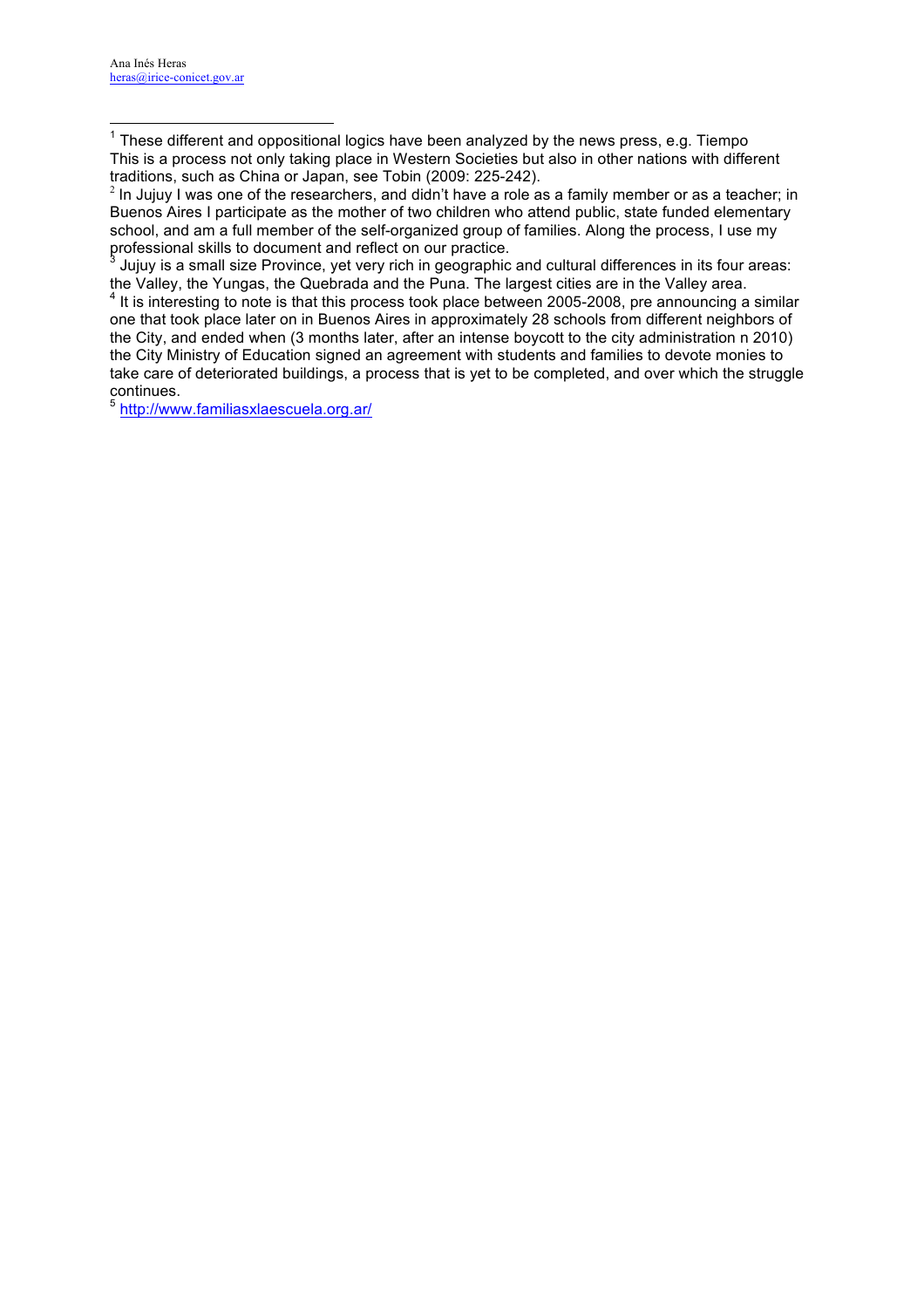[1] These different and oppositional logics have been analyzed by the news press, e.g. Tiempo
This is a process not only taking place in Western Societies but also in other nations with different traditions, such as China or Japan, see Tobin (2009: 225-242).

[2] In Jujuy I was one of the researchers, and didn't have a role as a family member or as a teacher; in Buenos Aires I participate as the mother of two children who attend public, state funded elementary school, and am a full member of the self-organized group of families. Along the process, I use my professional skills to document and reflect on our practice.

[3] Jujuy is a small size Province, yet very rich in geographic and cultural differences in its four areas: the Valley, the Yungas, the Quebrada and the Puna. The largest cities are in the Valley area.

[4] It is interesting to note is that this process took place between 2005-2008, pre announcing a similar one that took place later on in Buenos Aires in approximately 28 schools from different neighbors of the City, and ended when (3 months later, after an intense boycott to the city administration n 2010) the City Ministry of Education signed an agreement with students and families to devote monies to take care of deteriorated buildings, a process that is yet to be completed, and over which the struggle continues.

[5] http://www.familiasxlaescuela.org.ar/